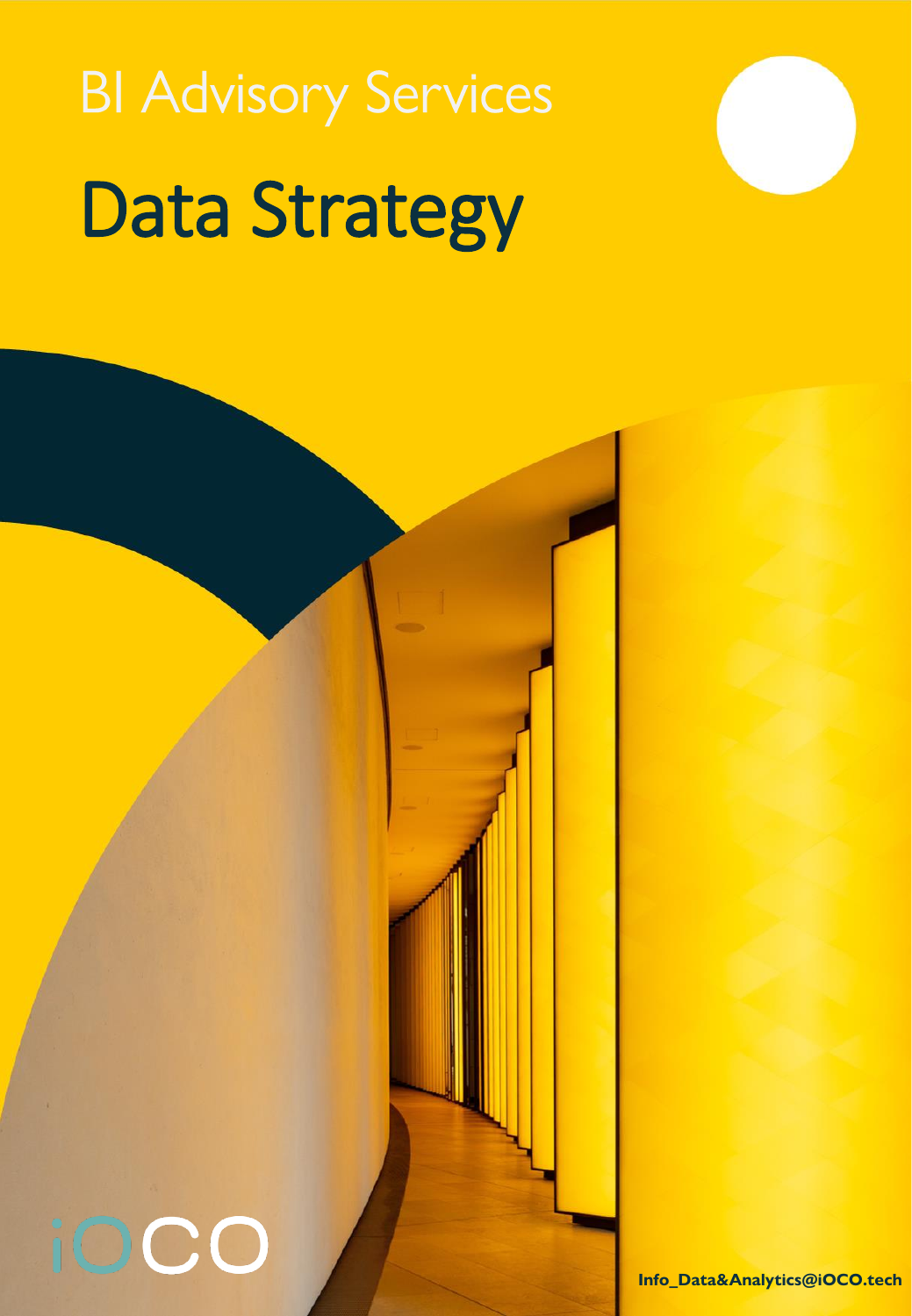BI Advisory Services

# Data Strategy

iOCO

**Info_Data&Analytics@iOCO.tech**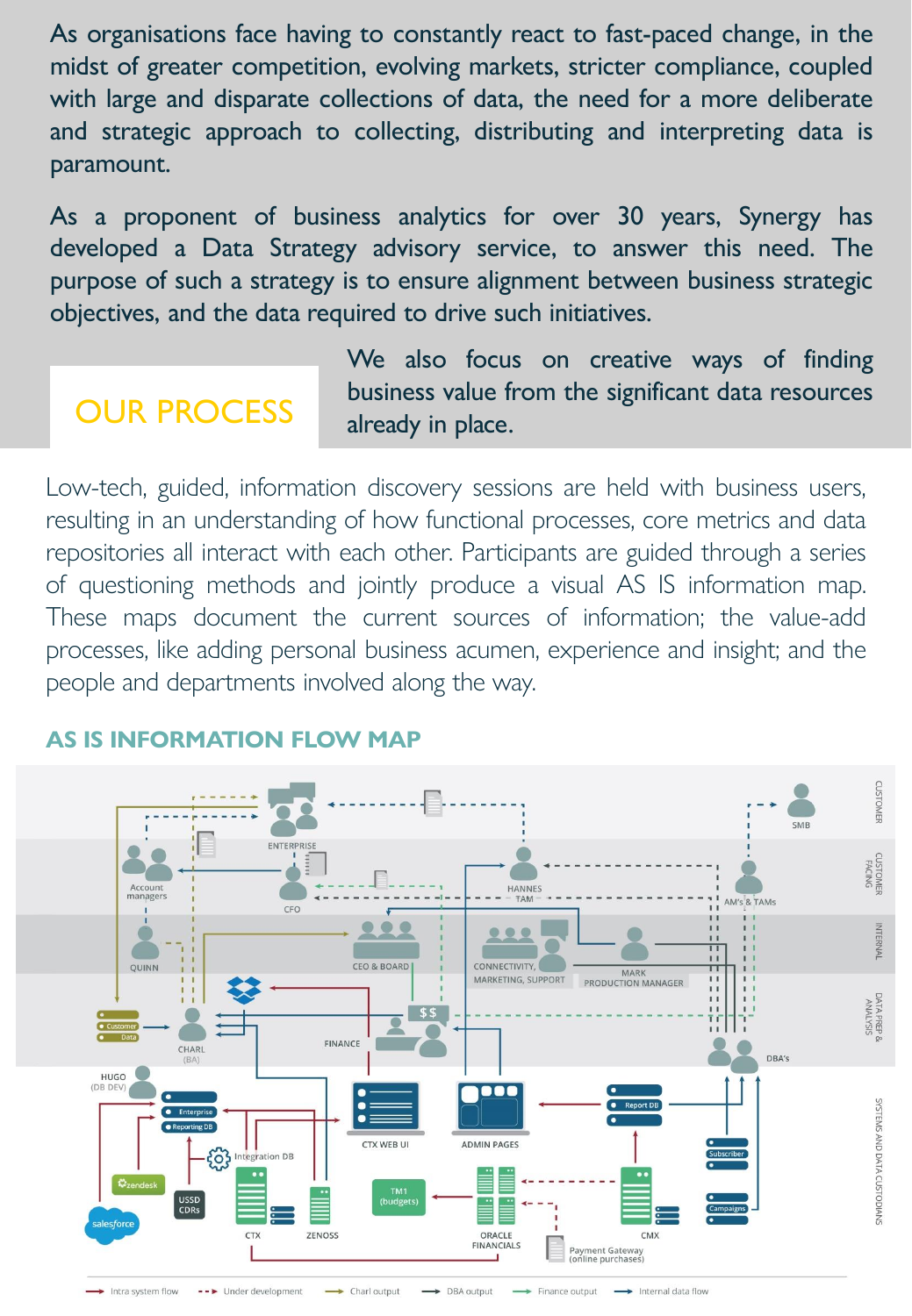As organisations face having to constantly react to fast-paced change, in the midst of greater competition, evolving markets, stricter compliance, coupled with large and disparate collections of data, the need for a more deliberate and strategic approach to collecting, distributing and interpreting data is paramount.

As a proponent of business analytics for over 30 years, Synergy has developed a Data Strategy advisory service, to answer this need. The purpose of such a strategy is to ensure alignment between business strategic objectives, and the data required to drive such initiatives.

We also focus on creative ways of finding business value from the significant data resources already in place.

## OUR PROCESS

Low-tech, guided, information discovery sessions are held with business users, resulting in an understanding of how functional processes, core metrics and data repositories all interact with each other. Participants are guided through a series of questioning methods and jointly produce a visual AS IS information map. These maps document the current sources of information; the value-add processes, like adding personal business acumen, experience and insight; and the people and departments involved along the way.

### AS IS INFORMATION FLOW MAP

CUSTOMER | CUSTOMER FACING | INTERNAL | DATA PREP & ANALYSIS | SYSTEMS AND DATA CUSTODIANS

ENTERPRISE, SMB, Account managers, CFO, HANNES TAM, AM's & TAMs, QUINN, CEO & BOARD, CONNECTIVITY, MARKETING, SUPPORT, MARK PRODUCTION MANAGER, Customer, Data, CHARL (BA), FINANCE, $$, DBA's, HUGO (DB DEV), Enterprise, Reporting DB, Integration DB, zendesk, salesforce, USSD CDRs, CTX, ZENOSS, CTX WEB UI, ADMIN PAGES, TM1 (budgets), ORACLE FINANCIALS, Report DB, CMX, Subscriber, Campaigns, Payment Gateway (online purchases)

Intra system flow · Under development · Charl output · DBA output · Finance output · Internal data flow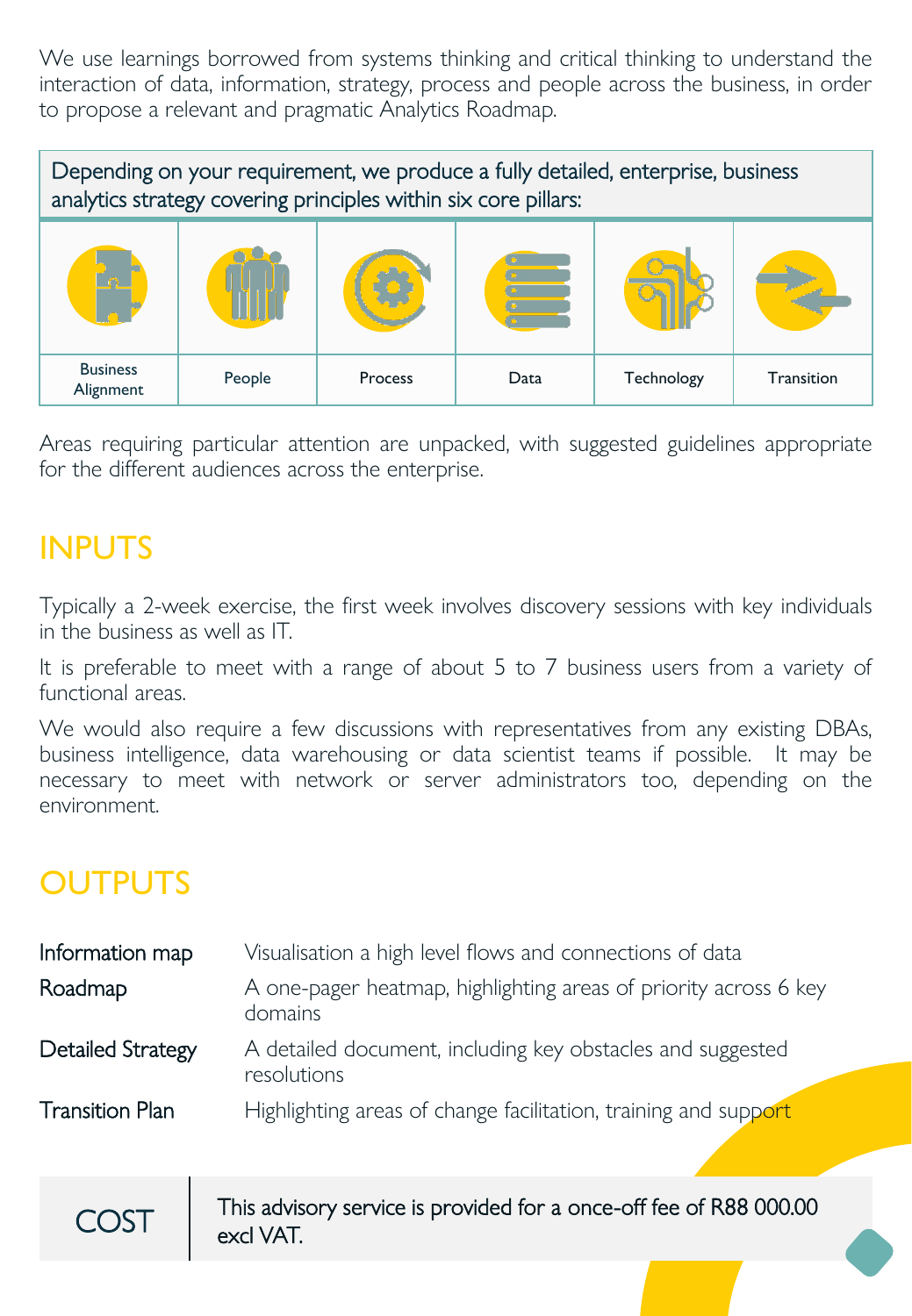We use learnings borrowed from systems thinking and critical thinking to understand the interaction of data, information, strategy, process and people across the business, in order to propose a relevant and pragmatic Analytics Roadmap.

Depending on your requirement, we produce a fully detailed, enterprise, business analytics strategy covering principles within six core pillars:

| Business Alignment | People | Process | Data | Technology | Transition |
|---|---|---|---|---|---|

Areas requiring particular attention are unpacked, with suggested guidelines appropriate for the different audiences across the enterprise.

## INPUTS

Typically a 2-week exercise, the first week involves discovery sessions with key individuals in the business as well as IT.

It is preferable to meet with a range of about 5 to 7 business users from a variety of functional areas.

We would also require a few discussions with representatives from any existing DBAs, business intelligence, data warehousing or data scientist teams if possible. It may be necessary to meet with network or server administrators too, depending on the environment.

## OUTPUTS

| | |
|---|---|
| Information map | Visualisation a high level flows and connections of data |
| Roadmap | A one-pager heatmap, highlighting areas of priority across 6 key domains |
| Detailed Strategy | A detailed document, including key obstacles and suggested resolutions |
| Transition Plan | Highlighting areas of change facilitation, training and support |

**COST**

This advisory service is provided for a once-off fee of R88 000.00 excl VAT.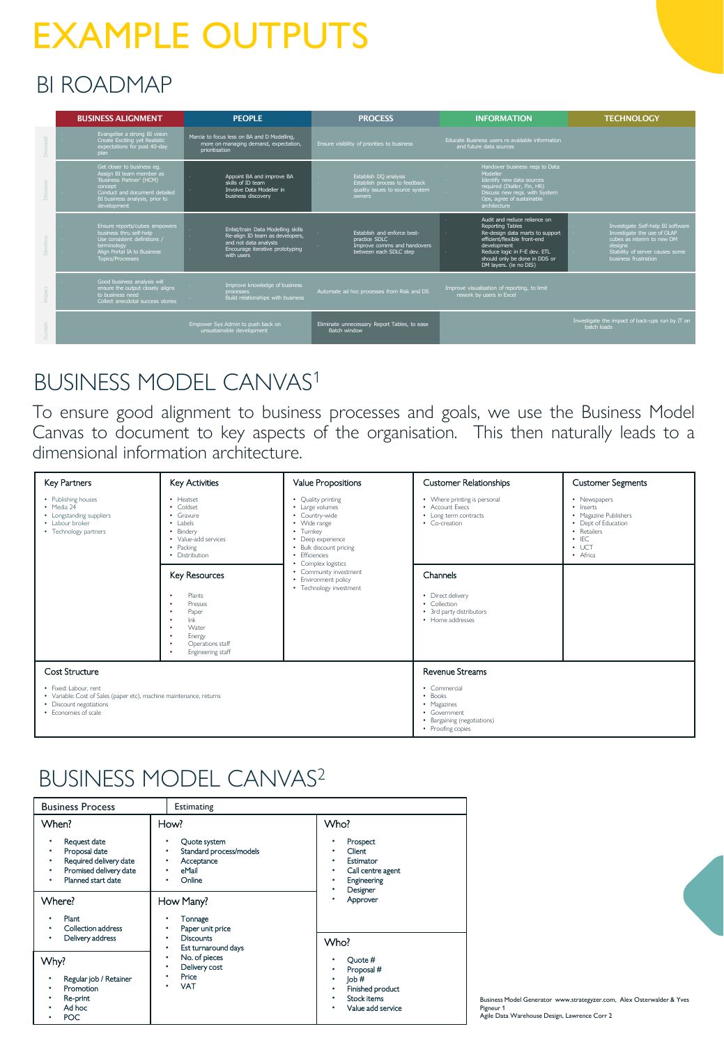# EXAMPLE OUTPUTS

## BI ROADMAP

| | BUSINESS ALIGNMENT | PEOPLE | PROCESS | INFORMATION | TECHNOLOGY |
|---|---|---|---|---|---|
| Demand | Evangelise a strong BI vision<br>Create Exciting yet Realistic expectations for post 40-day plan | Marcia to focus less on BA and D Modelling, more on managing demand, expectation, prioritisation | Ensure visibility of priorities to business | Educate Business users re available information and future data sources | |
| Discover | Get closer to business eg. Assign BI team member as 'Business Partner' (HCM) concept<br>Conduct and document detailed BI business analysis, prior to development | Appoint BA and improve BA skills of ID team<br>Involve Data Modeller in business discovery | Establish DQ analysis<br>Establish process to feedback quality issues to source system owners | Handover business reqs to Data Modeller<br>Identify new data sources required (Dialler, Fin, HR)<br>Discuss new reqs. with System Ops, agree of sustainable architecture | |
| Develop | Ensure reports/cubes empowers business thru self-help<br>Use consistent definitions / terminology<br>Align Portal IA to Business Topics/Processes | Enlist/train Data Modelling skills<br>Re-align ID team as developers, and not data analysts<br>Encourage iterative prototyping with users | Establish and enforce best-practice SDLC<br>Improve comms and handovers between each SDLC step | Audit and reduce reliance on Reporting Tables<br>Re-design data marts to support efficient/flexible front-end development<br>Reduce logic in F-E dev. ETL should only be done in DDS or DM layers. (ie no DIS) | Investigate Self-help BI software<br>Investigate the use of OLAP cubes as interim to new DM designs<br>Stability of server causes some business frustration |
| Impact | Good business analysis will ensure the output closely aligns to business need<br>Collect anecdotal success stories | Improve knowledge of business processes<br>Build relationships with business | Automate ad hoc processes from Risk and DS | Improve visualisation of reporting, to limit rework by users in Excel | |
| Sustain | | Empower Sys Admin to push back on unsustainable development | Eliminate unnecessary Report Tables, to ease Batch window | | Investigate the impact of back-ups run by IT on batch loads |

## BUSINESS MODEL CANVAS[1]

To ensure good alignment to business processes and goals, we use the Business Model Canvas to document to key aspects of the organisation. This then naturally leads to a dimensional information architecture.

| Key Partners | Key Activities | Value Propositions | Customer Relationships | Customer Segments |
|---|---|---|---|---|
| • Publishing houses<br>• Media 24<br>• Longstanding suppliers<br>• Labour broker<br>• Technology partners | • Heatset<br>• Coldset<br>• Gravure<br>• Labels<br>• Bindery<br>• Value-add services<br>• Packing<br>• Distribution<br><br>**Key Resources**<br>• Plants<br>• Presses<br>• Paper<br>• Ink<br>• Water<br>• Energy<br>• Operations staff<br>• Engineering staff | • Quality printing<br>• Large volumes<br>• Country-wide<br>• Wide range<br>• Turnkey<br>• Deep experience<br>• Bulk discount pricing<br>• Efficiencies<br>• Complex logistics<br>• Community investment<br>• Environment policy<br>• Technology investment | • Where printing is personal<br>• Account Execs<br>• Long term contracts<br>• Co-creation<br><br>**Channels**<br>• Direct delivery<br>• Collection<br>• 3rd party distributors<br>• Home addresses | • Newspapers<br>• Inserts<br>• Magazine Publishers<br>• Dept of Education<br>• Retailers<br>• IEC<br>• UCT<br>• Africa |

| Cost Structure | Revenue Streams |
|---|---|
| • Fixed: Labour, rent<br>• Variable: Cost of Sales (paper etc), machine maintenance, returns<br>• Discount negotiations<br>• Economies of scale | • Commercial<br>• Books<br>• Magazines<br>• Government<br>• Bargaining (negotiations)<br>• Proofing copies |

## BUSINESS MODEL CANVAS[2]

| Business Process | Estimating | |
|---|---|---|
| **When?**<br>• Request date<br>• Proposal date<br>• Required delivery date<br>• Promised delivery date<br>• Planned start date | **How?**<br>• Quote system<br>• Standard process/models<br>• Acceptance<br>• eMail<br>• Online | **Who?**<br>• Prospect<br>• Client<br>• Estimator<br>• Call centre agent<br>• Engineering<br>• Designer<br>• Approver |
| **Where?**<br>• Plant<br>• Collection address<br>• Delivery address | **How Many?**<br>• Tonnage<br>• Paper unit price<br>• Discounts<br>• Est turnaround days<br>• No. of pieces<br>• Delivery cost<br>• Price<br>• VAT | **Who?**<br>• Quote #<br>• Proposal #<br>• Job #<br>• Finished product<br>• Stock items<br>• Value add service |
| **Why?**<br>• Regular job / Retainer<br>• Promotion<br>• Re-print<br>• Ad hoc<br>• POC | | |

Business Model Generator www.strategyzer.com, Alex Osterwalder & Yves Pigneur 1
Agile Data Warehouse Design, Lawrence Corr 2